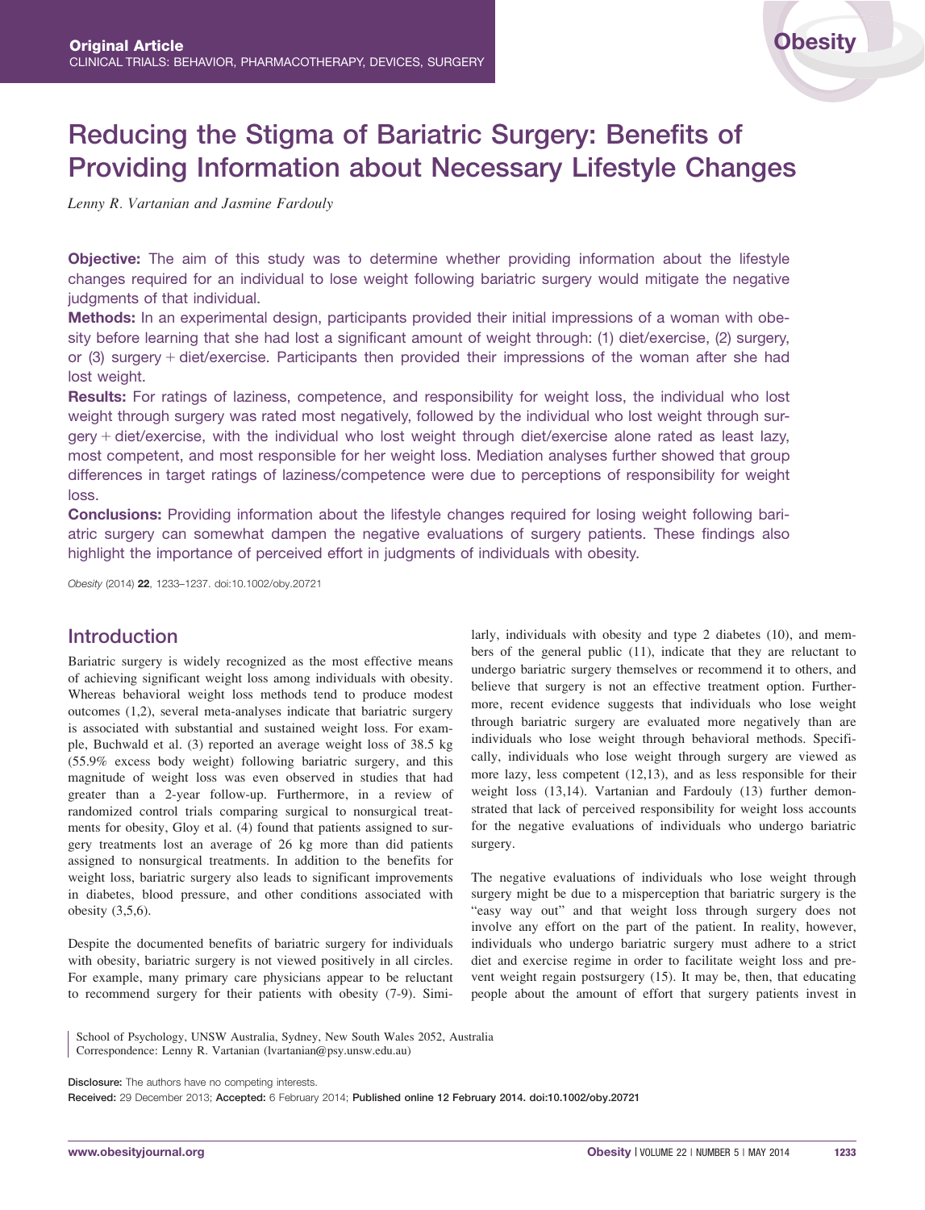**Original Article**
CLINICAL TRIALS: BEHAVIOR, PHARMACOTHERAPY, DEVICES, SURGERY

# Reducing the Stigma of Bariatric Surgery: Benefits of Providing Information about Necessary Lifestyle Changes

*Lenny R. Vartanian and Jasmine Fardouly*

**Objective:** The aim of this study was to determine whether providing information about the lifestyle changes required for an individual to lose weight following bariatric surgery would mitigate the negative judgments of that individual.

**Methods:** In an experimental design, participants provided their initial impressions of a woman with obesity before learning that she had lost a significant amount of weight through: (1) diet/exercise, (2) surgery, or (3) surgery + diet/exercise. Participants then provided their impressions of the woman after she had lost weight.

**Results:** For ratings of laziness, competence, and responsibility for weight loss, the individual who lost weight through surgery was rated most negatively, followed by the individual who lost weight through surgery + diet/exercise, with the individual who lost weight through diet/exercise alone rated as least lazy, most competent, and most responsible for her weight loss. Mediation analyses further showed that group differences in target ratings of laziness/competence were due to perceptions of responsibility for weight loss.

**Conclusions:** Providing information about the lifestyle changes required for losing weight following bariatric surgery can somewhat dampen the negative evaluations of surgery patients. These findings also highlight the importance of perceived effort in judgments of individuals with obesity.

*Obesity* (2014) **22**, 1233–1237. doi:10.1002/oby.20721

## Introduction

Bariatric surgery is widely recognized as the most effective means of achieving significant weight loss among individuals with obesity. Whereas behavioral weight loss methods tend to produce modest outcomes (1,2), several meta-analyses indicate that bariatric surgery is associated with substantial and sustained weight loss. For example, Buchwald et al. (3) reported an average weight loss of 38.5 kg (55.9% excess body weight) following bariatric surgery, and this magnitude of weight loss was even observed in studies that had greater than a 2-year follow-up. Furthermore, in a review of randomized control trials comparing surgical to nonsurgical treatments for obesity, Gloy et al. (4) found that patients assigned to surgery treatments lost an average of 26 kg more than did patients assigned to nonsurgical treatments. In addition to the benefits for weight loss, bariatric surgery also leads to significant improvements in diabetes, blood pressure, and other conditions associated with obesity (3,5,6).

Despite the documented benefits of bariatric surgery for individuals with obesity, bariatric surgery is not viewed positively in all circles. For example, many primary care physicians appear to be reluctant to recommend surgery for their patients with obesity (7-9). Similarly, individuals with obesity and type 2 diabetes (10), and members of the general public (11), indicate that they are reluctant to undergo bariatric surgery themselves or recommend it to others, and believe that surgery is not an effective treatment option. Furthermore, recent evidence suggests that individuals who lose weight through bariatric surgery are evaluated more negatively than are individuals who lose weight through behavioral methods. Specifically, individuals who lose weight through surgery are viewed as more lazy, less competent (12,13), and as less responsible for their weight loss (13,14). Vartanian and Fardouly (13) further demonstrated that lack of perceived responsibility for weight loss accounts for the negative evaluations of individuals who undergo bariatric surgery.

The negative evaluations of individuals who lose weight through surgery might be due to a misperception that bariatric surgery is the "easy way out" and that weight loss through surgery does not involve any effort on the part of the patient. In reality, however, individuals who undergo bariatric surgery must adhere to a strict diet and exercise regime in order to facilitate weight loss and prevent weight regain postsurgery (15). It may be, then, that educating people about the amount of effort that surgery patients invest in

School of Psychology, UNSW Australia, Sydney, New South Wales 2052, Australia
Correspondence: Lenny R. Vartanian (lvartanian@psy.unsw.edu.au)

**Disclosure:** The authors have no competing interests.
**Received:** 29 December 2013; **Accepted:** 6 February 2014; **Published online 12 February 2014. doi:10.1002/oby.20721**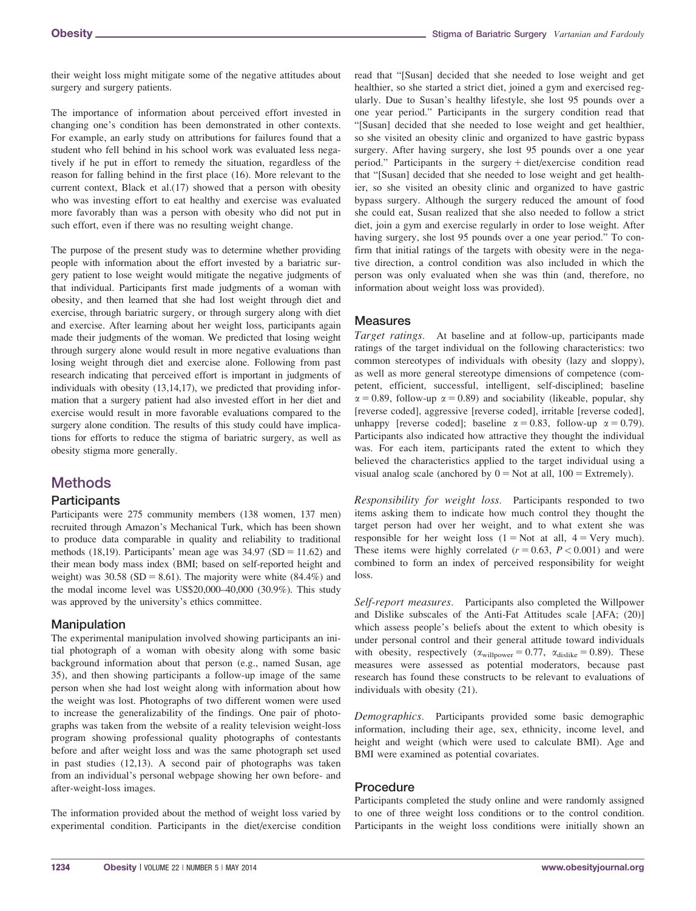their weight loss might mitigate some of the negative attitudes about surgery and surgery patients.

The importance of information about perceived effort invested in changing one's condition has been demonstrated in other contexts. For example, an early study on attributions for failures found that a student who fell behind in his school work was evaluated less negatively if he put in effort to remedy the situation, regardless of the reason for falling behind in the first place (16). More relevant to the current context, Black et al.(17) showed that a person with obesity who was investing effort to eat healthy and exercise was evaluated more favorably than was a person with obesity who did not put in such effort, even if there was no resulting weight change.

The purpose of the present study was to determine whether providing people with information about the effort invested by a bariatric surgery patient to lose weight would mitigate the negative judgments of that individual. Participants first made judgments of a woman with obesity, and then learned that she had lost weight through diet and exercise, through bariatric surgery, or through surgery along with diet and exercise. After learning about her weight loss, participants again made their judgments of the woman. We predicted that losing weight through surgery alone would result in more negative evaluations than losing weight through diet and exercise alone. Following from past research indicating that perceived effort is important in judgments of individuals with obesity (13,14,17), we predicted that providing information that a surgery patient had also invested effort in her diet and exercise would result in more favorable evaluations compared to the surgery alone condition. The results of this study could have implications for efforts to reduce the stigma of bariatric surgery, as well as obesity stigma more generally.

# Methods

## Participants

Participants were 275 community members (138 women, 137 men) recruited through Amazon's Mechanical Turk, which has been shown to produce data comparable in quality and reliability to traditional methods (18,19). Participants' mean age was 34.97 (SD = 11.62) and their mean body mass index (BMI; based on self-reported height and weight) was 30.58 (SD = 8.61). The majority were white (84.4%) and the modal income level was US$20,000–40,000 (30.9%). This study was approved by the university's ethics committee.

## Manipulation

The experimental manipulation involved showing participants an initial photograph of a woman with obesity along with some basic background information about that person (e.g., named Susan, age 35), and then showing participants a follow-up image of the same person when she had lost weight along with information about how the weight was lost. Photographs of two different women were used to increase the generalizability of the findings. One pair of photographs was taken from the website of a reality television weight-loss program showing professional quality photographs of contestants before and after weight loss and was the same photograph set used in past studies (12,13). A second pair of photographs was taken from an individual's personal webpage showing her own before- and after-weight-loss images.

The information provided about the method of weight loss varied by experimental condition. Participants in the diet/exercise condition read that "[Susan] decided that she needed to lose weight and get healthier, so she started a strict diet, joined a gym and exercised regularly. Due to Susan's healthy lifestyle, she lost 95 pounds over a one year period." Participants in the surgery condition read that "[Susan] decided that she needed to lose weight and get healthier, so she visited an obesity clinic and organized to have gastric bypass surgery. After having surgery, she lost 95 pounds over a one year period." Participants in the surgery + diet/exercise condition read that "[Susan] decided that she needed to lose weight and get healthier, so she visited an obesity clinic and organized to have gastric bypass surgery. Although the surgery reduced the amount of food she could eat, Susan realized that she also needed to follow a strict diet, join a gym and exercise regularly in order to lose weight. After having surgery, she lost 95 pounds over a one year period." To confirm that initial ratings of the targets with obesity were in the negative direction, a control condition was also included in which the person was only evaluated when she was thin (and, therefore, no information about weight loss was provided).

## Measures

*Target ratings.* At baseline and at follow-up, participants made ratings of the target individual on the following characteristics: two common stereotypes of individuals with obesity (lazy and sloppy), as well as more general stereotype dimensions of competence (competent, efficient, successful, intelligent, self-disciplined; baseline $\alpha = 0.89$, follow-up $\alpha = 0.89$) and sociability (likeable, popular, shy [reverse coded], aggressive [reverse coded], irritable [reverse coded], unhappy [reverse coded]; baseline $\alpha = 0.83$, follow-up $\alpha = 0.79$). Participants also indicated how attractive they thought the individual was. For each item, participants rated the extent to which they believed the characteristics applied to the target individual using a visual analog scale (anchored by 0 = Not at all, 100 = Extremely).

*Responsibility for weight loss.* Participants responded to two items asking them to indicate how much control they thought the target person had over her weight, and to what extent she was responsible for her weight loss (1 = Not at all, 4 = Very much). These items were highly correlated ($r = 0.63$, $P < 0.001$) and were combined to form an index of perceived responsibility for weight loss.

*Self-report measures.* Participants also completed the Willpower and Dislike subscales of the Anti-Fat Attitudes scale [AFA; (20)] which assess people's beliefs about the extent to which obesity is under personal control and their general attitude toward individuals with obesity, respectively ($\alpha_{willpower} = 0.77$, $\alpha_{dislike} = 0.89$). These measures were assessed as potential moderators, because past research has found these constructs to be relevant to evaluations of individuals with obesity (21).

*Demographics.* Participants provided some basic demographic information, including their age, sex, ethnicity, income level, and height and weight (which were used to calculate BMI). Age and BMI were examined as potential covariates.

## Procedure

Participants completed the study online and were randomly assigned to one of three weight loss conditions or to the control condition. Participants in the weight loss conditions were initially shown an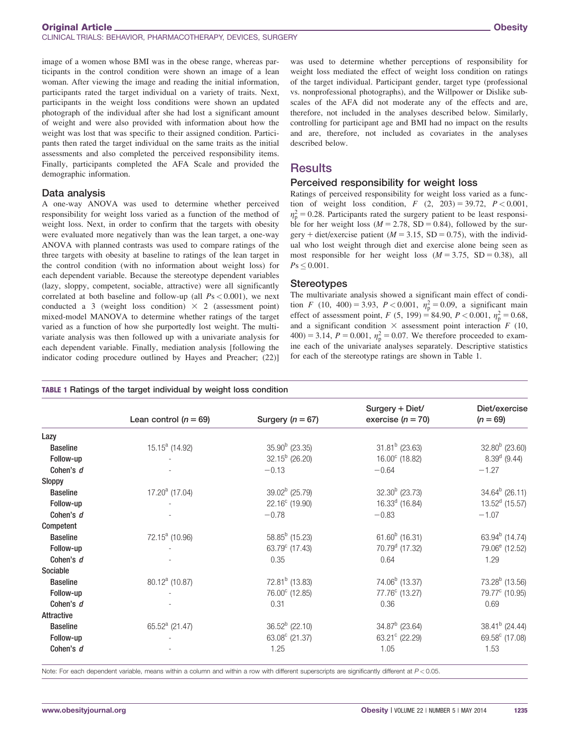image of a women whose BMI was in the obese range, whereas participants in the control condition were shown an image of a lean woman. After viewing the image and reading the initial information, participants rated the target individual on a variety of traits. Next, participants in the weight loss conditions were shown an updated photograph of the individual after she had lost a significant amount of weight and were also provided with information about how the weight was lost that was specific to their assigned condition. Participants then rated the target individual on the same traits as the initial assessments and also completed the perceived responsibility items. Finally, participants completed the AFA Scale and provided the demographic information.

### Data analysis

A one-way ANOVA was used to determine whether perceived responsibility for weight loss varied as a function of the method of weight loss. Next, in order to confirm that the targets with obesity were evaluated more negatively than was the lean target, a one-way ANOVA with planned contrasts was used to compare ratings of the three targets with obesity at baseline to ratings of the lean target in the control condition (with no information about weight loss) for each dependent variable. Because the stereotype dependent variables (lazy, sloppy, competent, sociable, attractive) were all significantly correlated at both baseline and follow-up (all $Ps < 0.001$), we next conducted a 3 (weight loss condition) $\times$ 2 (assessment point) mixed-model MANOVA to determine whether ratings of the target varied as a function of how she purportedly lost weight. The multivariate analysis was then followed up with a univariate analysis for each dependent variable. Finally, mediation analysis [following the indicator coding procedure outlined by Hayes and Preacher; (22)] was used to determine whether perceptions of responsibility for weight loss mediated the effect of weight loss condition on ratings of the target individual. Participant gender, target type (professional vs. nonprofessional photographs), and the Willpower or Dislike subscales of the AFA did not moderate any of the effects and are, therefore, not included in the analyses described below. Similarly, controlling for participant age and BMI had no impact on the results and are, therefore, not included as covariates in the analyses described below.

## Results

### Perceived responsibility for weight loss

Ratings of perceived responsibility for weight loss varied as a function of weight loss condition, $F$ (2, 203) = 39.72, $P < 0.001$, $\eta_p^2 = 0.28$. Participants rated the surgery patient to be least responsible for her weight loss ($M = 2.78$, SD = 0.84), followed by the surgery + diet/exercise patient ($M = 3.15$, SD = 0.75), with the individual who lost weight through diet and exercise alone being seen as most responsible for her weight loss ($M = 3.75$, SD = 0.38), all $Ps \leq 0.001$.

### Stereotypes

The multivariate analysis showed a significant main effect of condition $F$ (10, 400) = 3.93, $P < 0.001$, $\eta_p^2 = 0.09$, a significant main effect of assessment point, $F$ (5, 199) = 84.90, $P < 0.001$, $\eta_p^2 = 0.68$, and a significant condition $\times$ assessment point interaction $F$ (10, 400) = 3.14, $P = 0.001$, $\eta_p^2 = 0.07$. We therefore proceeded to examine each of the univariate analyses separately. Descriptive statistics for each of the stereotype ratings are shown in Table 1.

**TABLE 1** Ratings of the target individual by weight loss condition

| | Lean control ($n = 69$) | Surgery ($n = 67$) | Surgery + Diet/ exercise ($n = 70$) | Diet/exercise ($n = 69$) |
|---|---|---|---|---|
| **Lazy** | | | | |
| Baseline | 15.15[a] (14.92) | 35.90[b] (23.35) | 31.81[b] (23.63) | 32.80[b] (23.60) |
| Follow-up | - | 32.15[b] (26.20) | 16.00[c] (18.82) | 8.39[d] (9.44) |
| Cohen's $d$ | - | −0.13 | −0.64 | −1.27 |
| **Sloppy** | | | | |
| Baseline | 17.20[a] (17.04) | 39.02[b] (25.79) | 32.30[b] (23.73) | 34.64[b] (26.11) |
| Follow-up | - | 22.16[c] (19.90) | 16.33[d] (16.84) | 13.52[d] (15.57) |
| Cohen's $d$ | - | −0.78 | −0.83 | −1.07 |
| **Competent** | | | | |
| Baseline | 72.15[a] (10.96) | 58.85[b] (15.23) | 61.60[b] (16.31) | 63.94[b] (14.74) |
| Follow-up | - | 63.79[c] (17.43) | 70.79[d] (17.32) | 79.06[e] (12.52) |
| Cohen's $d$ | - | 0.35 | 0.64 | 1.29 |
| **Sociable** | | | | |
| Baseline | 80.12[a] (10.87) | 72.81[b] (13.83) | 74.06[b] (13.37) | 73.28[b] (13.56) |
| Follow-up | - | 76.00[c] (12.85) | 77.76[c] (13.27) | 79.77[c] (10.95) |
| Cohen's $d$ | - | 0.31 | 0.36 | 0.69 |
| **Attractive** | | | | |
| Baseline | 65.52[a] (21.47) | 36.52[b] (22.10) | 34.87[b] (23.64) | 38.41[b] (24.44) |
| Follow-up | - | 63.08[c] (21.37) | 63.21[c] (22.29) | 69.58[c] (17.08) |
| Cohen's $d$ | - | 1.25 | 1.05 | 1.53 |

Note: For each dependent variable, means within a column and within a row with different superscripts are significantly different at $P < 0.05$.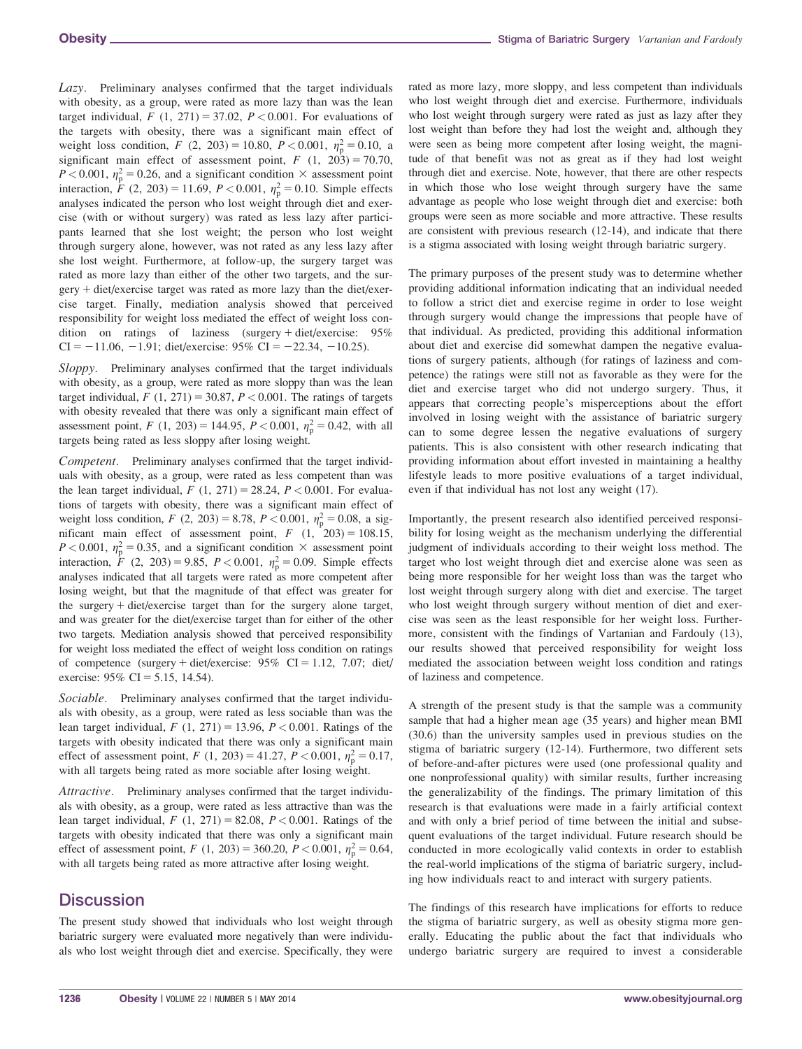*Lazy*. Preliminary analyses confirmed that the target individuals with obesity, as a group, were rated as more lazy than was the lean target individual, $F$ (1, 271) = 37.02, $P < 0.001$. For evaluations of the targets with obesity, there was a significant main effect of weight loss condition, $F$ (2, 203) = 10.80, $P < 0.001$, $\eta_p^2 = 0.10$, a significant main effect of assessment point, $F$ (1, 203) = 70.70, $P < 0.001$, $\eta_p^2 = 0.26$, and a significant condition × assessment point interaction, $F$ (2, 203) = 11.69, $P < 0.001$, $\eta_p^2 = 0.10$. Simple effects analyses indicated the person who lost weight through diet and exercise (with or without surgery) was rated as less lazy after participants learned that she lost weight; the person who lost weight through surgery alone, however, was not rated as any less lazy after she lost weight. Furthermore, at follow-up, the surgery target was rated as more lazy than either of the other two targets, and the surgery + diet/exercise target was rated as more lazy than the diet/exercise target. Finally, mediation analysis showed that perceived responsibility for weight loss mediated the effect of weight loss condition on ratings of laziness (surgery + diet/exercise: 95% CI = −11.06, −1.91; diet/exercise: 95% CI = −22.34, −10.25).

*Sloppy*. Preliminary analyses confirmed that the target individuals with obesity, as a group, were rated as more sloppy than was the lean target individual, $F$ (1, 271) = 30.87, $P < 0.001$. The ratings of targets with obesity revealed that there was only a significant main effect of assessment point, $F$ (1, 203) = 144.95, $P < 0.001$, $\eta_p^2 = 0.42$, with all targets being rated as less sloppy after losing weight.

*Competent*. Preliminary analyses confirmed that the target individuals with obesity, as a group, were rated as less competent than was the lean target individual, $F$ (1, 271) = 28.24, $P < 0.001$. For evaluations of targets with obesity, there was a significant main effect of weight loss condition, $F$ (2, 203) = 8.78, $P < 0.001$, $\eta_p^2 = 0.08$, a significant main effect of assessment point, $F$ (1, 203) = 108.15, $P < 0.001$, $\eta_p^2 = 0.35$, and a significant condition × assessment point interaction, $F$ (2, 203) = 9.85, $P < 0.001$, $\eta_p^2 = 0.09$. Simple effects analyses indicated that all targets were rated as more competent after losing weight, but that the magnitude of that effect was greater for the surgery + diet/exercise target than for the surgery alone target, and was greater for the diet/exercise target than for either of the other two targets. Mediation analysis showed that perceived responsibility for weight loss mediated the effect of weight loss condition on ratings of competence (surgery + diet/exercise: 95% CI = 1.12, 7.07; diet/exercise: 95% CI = 5.15, 14.54).

*Sociable*. Preliminary analyses confirmed that the target individuals with obesity, as a group, were rated as less sociable than was the lean target individual, $F$ (1, 271) = 13.96, $P < 0.001$. Ratings of the targets with obesity indicated that there was only a significant main effect of assessment point, $F$ (1, 203) = 41.27, $P < 0.001$, $\eta_p^2 = 0.17$, with all targets being rated as more sociable after losing weight.

*Attractive*. Preliminary analyses confirmed that the target individuals with obesity, as a group, were rated as less attractive than was the lean target individual, $F$ (1, 271) = 82.08, $P < 0.001$. Ratings of the targets with obesity indicated that there was only a significant main effect of assessment point, $F$ (1, 203) = 360.20, $P < 0.001$, $\eta_p^2 = 0.64$, with all targets being rated as more attractive after losing weight.

## Discussion

The present study showed that individuals who lost weight through bariatric surgery were evaluated more negatively than were individuals who lost weight through diet and exercise. Specifically, they were rated as more lazy, more sloppy, and less competent than individuals who lost weight through diet and exercise. Furthermore, individuals who lost weight through surgery were rated as just as lazy after they lost weight than before they had lost the weight and, although they were seen as being more competent after losing weight, the magnitude of that benefit was not as great as if they had lost weight through diet and exercise. Note, however, that there are other respects in which those who lose weight through surgery have the same advantage as people who lose weight through diet and exercise: both groups were seen as more sociable and more attractive. These results are consistent with previous research (12-14), and indicate that there is a stigma associated with losing weight through bariatric surgery.

The primary purposes of the present study was to determine whether providing additional information indicating that an individual needed to follow a strict diet and exercise regime in order to lose weight through surgery would change the impressions that people have of that individual. As predicted, providing this additional information about diet and exercise did somewhat dampen the negative evaluations of surgery patients, although (for ratings of laziness and competence) the ratings were still not as favorable as they were for the diet and exercise target who did not undergo surgery. Thus, it appears that correcting people's misperceptions about the effort involved in losing weight with the assistance of bariatric surgery can to some degree lessen the negative evaluations of surgery patients. This is also consistent with other research indicating that providing information about effort invested in maintaining a healthy lifestyle leads to more positive evaluations of a target individual, even if that individual has not lost any weight (17).

Importantly, the present research also identified perceived responsibility for losing weight as the mechanism underlying the differential judgment of individuals according to their weight loss method. The target who lost weight through diet and exercise alone was seen as being more responsible for her weight loss than was the target who lost weight through surgery along with diet and exercise. The target who lost weight through surgery without mention of diet and exercise was seen as the least responsible for her weight loss. Furthermore, consistent with the findings of Vartanian and Fardouly (13), our results showed that perceived responsibility for weight loss mediated the association between weight loss condition and ratings of laziness and competence.

A strength of the present study is that the sample was a community sample that had a higher mean age (35 years) and higher mean BMI (30.6) than the university samples used in previous studies on the stigma of bariatric surgery (12-14). Furthermore, two different sets of before-and-after pictures were used (one professional quality and one nonprofessional quality) with similar results, further increasing the generalizability of the findings. The primary limitation of this research is that evaluations were made in a fairly artificial context and with only a brief period of time between the initial and subsequent evaluations of the target individual. Future research should be conducted in more ecologically valid contexts in order to establish the real-world implications of the stigma of bariatric surgery, including how individuals react to and interact with surgery patients.

The findings of this research have implications for efforts to reduce the stigma of bariatric surgery, as well as obesity stigma more generally. Educating the public about the fact that individuals who undergo bariatric surgery are required to invest a considerable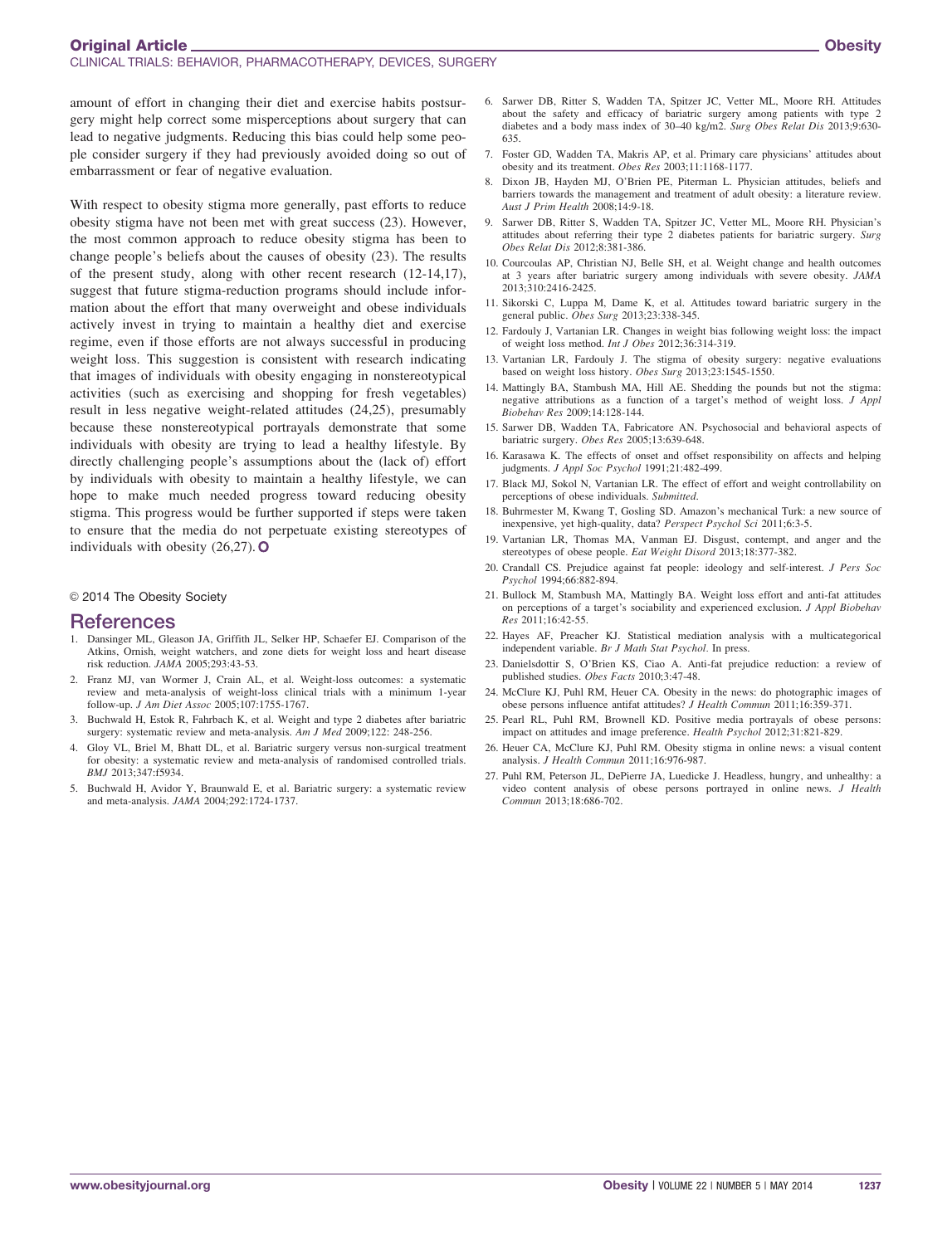amount of effort in changing their diet and exercise habits postsurgery might help correct some misperceptions about surgery that can lead to negative judgments. Reducing this bias could help some people consider surgery if they had previously avoided doing so out of embarrassment or fear of negative evaluation.

With respect to obesity stigma more generally, past efforts to reduce obesity stigma have not been met with great success (23). However, the most common approach to reduce obesity stigma has been to change people's beliefs about the causes of obesity (23). The results of the present study, along with other recent research (12-14,17), suggest that future stigma-reduction programs should include information about the effort that many overweight and obese individuals actively invest in trying to maintain a healthy diet and exercise regime, even if those efforts are not always successful in producing weight loss. This suggestion is consistent with research indicating that images of individuals with obesity engaging in nonstereotypical activities (such as exercising and shopping for fresh vegetables) result in less negative weight-related attitudes (24,25), presumably because these nonstereotypical portrayals demonstrate that some individuals with obesity are trying to lead a healthy lifestyle. By directly challenging people's assumptions about the (lack of) effort by individuals with obesity to maintain a healthy lifestyle, we can hope to make much needed progress toward reducing obesity stigma. This progress would be further supported if steps were taken to ensure that the media do not perpetuate existing stereotypes of individuals with obesity (26,27). **O**

© 2014 The Obesity Society

## References

1. Dansinger ML, Gleason JA, Griffith JL, Selker HP, Schaefer EJ. Comparison of the Atkins, Ornish, weight watchers, and zone diets for weight loss and heart disease risk reduction. *JAMA* 2005;293:43-53.
2. Franz MJ, van Wormer J, Crain AL, et al. Weight-loss outcomes: a systematic review and meta-analysis of weight-loss clinical trials with a minimum 1-year follow-up. *J Am Diet Assoc* 2005;107:1755-1767.
3. Buchwald H, Estok R, Fahrbach K, et al. Weight and type 2 diabetes after bariatric surgery: systematic review and meta-analysis. *Am J Med* 2009;122: 248-256.
4. Gloy VL, Briel M, Bhatt DL, et al. Bariatric surgery versus non-surgical treatment for obesity: a systematic review and meta-analysis of randomised controlled trials. *BMJ* 2013;347:f5934.
5. Buchwald H, Avidor Y, Braunwald E, et al. Bariatric surgery: a systematic review and meta-analysis. *JAMA* 2004;292:1724-1737.
6. Sarwer DB, Ritter S, Wadden TA, Spitzer JC, Vetter ML, Moore RH. Attitudes about the safety and efficacy of bariatric surgery among patients with type 2 diabetes and a body mass index of 30–40 kg/m2. *Surg Obes Relat Dis* 2013;9:630-635.
7. Foster GD, Wadden TA, Makris AP, et al. Primary care physicians' attitudes about obesity and its treatment. *Obes Res* 2003;11:1168-1177.
8. Dixon JB, Hayden MJ, O'Brien PE, Piterman L. Physician attitudes, beliefs and barriers towards the management and treatment of adult obesity: a literature review. *Aust J Prim Health* 2008;14:9-18.
9. Sarwer DB, Ritter S, Wadden TA, Spitzer JC, Vetter ML, Moore RH. Physician's attitudes about referring their type 2 diabetes patients for bariatric surgery. *Surg Obes Relat Dis* 2012;8:381-386.
10. Courcoulas AP, Christian NJ, Belle SH, et al. Weight change and health outcomes at 3 years after bariatric surgery among individuals with severe obesity. *JAMA* 2013;310:2416-2425.
11. Sikorski C, Luppa M, Dame K, et al. Attitudes toward bariatric surgery in the general public. *Obes Surg* 2013;23:338-345.
12. Fardouly J, Vartanian LR. Changes in weight bias following weight loss: the impact of weight loss method. *Int J Obes* 2012;36:314-319.
13. Vartanian LR, Fardouly J. The stigma of obesity surgery: negative evaluations based on weight loss history. *Obes Surg* 2013;23:1545-1550.
14. Mattingly BA, Stambush MA, Hill AE. Shedding the pounds but not the stigma: negative attributions as a function of a target's method of weight loss. *J Appl Biobehav Res* 2009;14:128-144.
15. Sarwer DB, Wadden TA, Fabricatore AN. Psychosocial and behavioral aspects of bariatric surgery. *Obes Res* 2005;13:639-648.
16. Karasawa K. The effects of onset and offset responsibility on affects and helping judgments. *J Appl Soc Psychol* 1991;21:482-499.
17. Black MJ, Sokol N, Vartanian LR. The effect of effort and weight controllability on perceptions of obese individuals. *Submitted*.
18. Buhrmester M, Kwang T, Gosling SD. Amazon's mechanical Turk: a new source of inexpensive, yet high-quality, data? *Perspect Psychol Sci* 2011;6:3-5.
19. Vartanian LR, Thomas MA, Vanman EJ. Disgust, contempt, and anger and the stereotypes of obese people. *Eat Weight Disord* 2013;18:377-382.
20. Crandall CS. Prejudice against fat people: ideology and self-interest. *J Pers Soc Psychol* 1994;66:882-894.
21. Bullock M, Stambush MA, Mattingly BA. Weight loss effort and anti-fat attitudes on perceptions of a target's sociability and experienced exclusion. *J Appl Biobehav Res* 2011;16:42-55.
22. Hayes AF, Preacher KJ. Statistical mediation analysis with a multicategorical independent variable. *Br J Math Stat Psychol*. In press.
23. Danielsdottir S, O'Brien KS, Ciao A. Anti-fat prejudice reduction: a review of published studies. *Obes Facts* 2010;3:47-48.
24. McClure KJ, Puhl RM, Heuer CA. Obesity in the news: do photographic images of obese persons influence antifat attitudes? *J Health Commun* 2011;16:359-371.
25. Pearl RL, Puhl RM, Brownell KD. Positive media portrayals of obese persons: impact on attitudes and image preference. *Health Psychol* 2012;31:821-829.
26. Heuer CA, McClure KJ, Puhl RM. Obesity stigma in online news: a visual content analysis. *J Health Commun* 2011;16:976-987.
27. Puhl RM, Peterson JL, DePierre JA, Luedicke J. Headless, hungry, and unhealthy: a video content analysis of obese persons portrayed in online news. *J Health Commun* 2013;18:686-702.